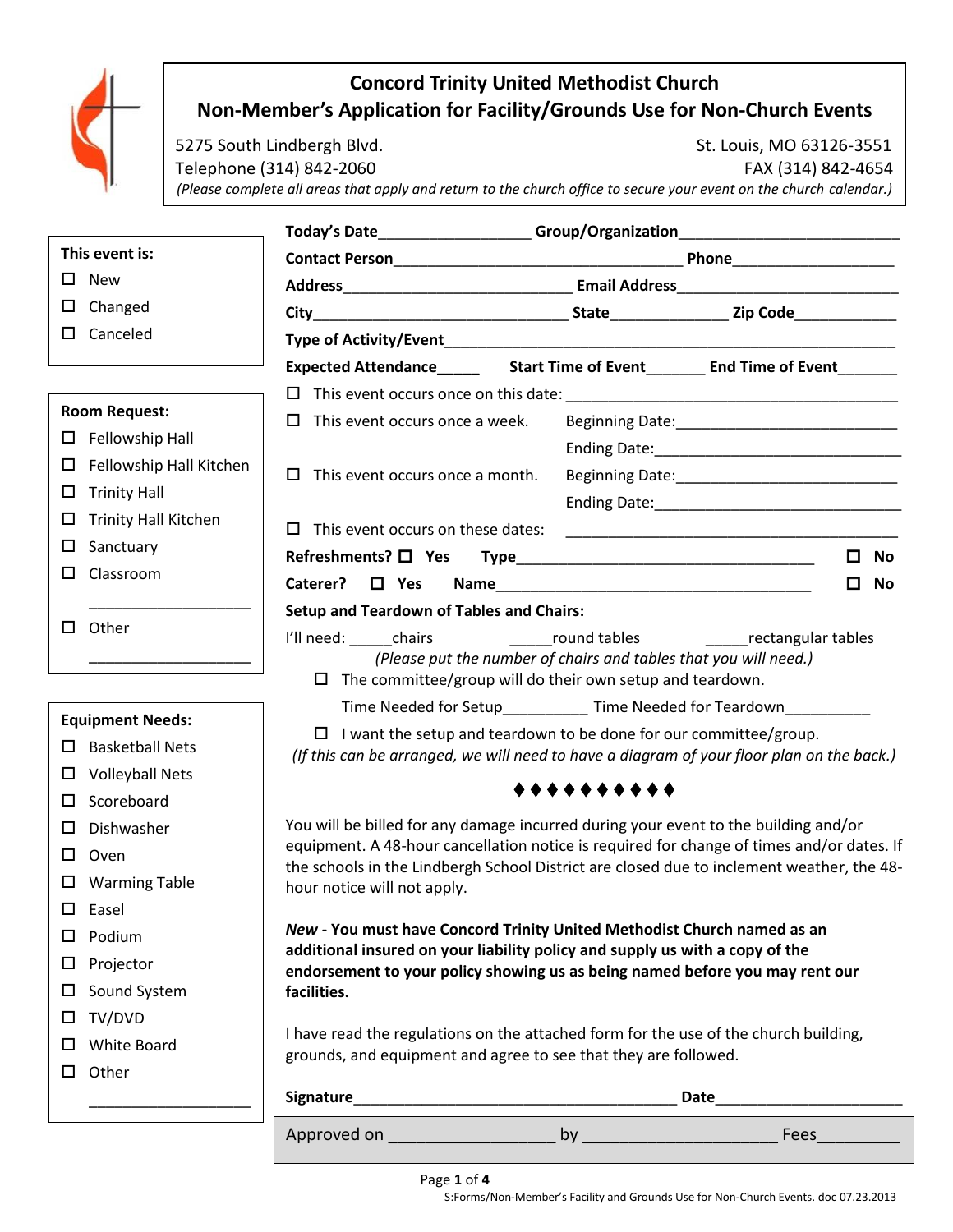# Concord Trinity United Methodist Church

## Non-Member's Application for Facility/Grounds Use for Non-Church Events

5275 South Lindbergh Blvd. St. Louis, MO 63126-3551

Telephone (314) 842-2060 FAX (314) 842-4654

*(Please complete all areas that apply and return to the church office to secure your event on the church calendar.)*

**This event is:**

- ☐ New
- ☐ Changed
- ☐ Canceled

**Room Request:**

- ☐ Fellowship Hall
- ☐ Fellowship Hall Kitchen
- ☐ Trinity Hall
- ☐ Trinity Hall Kitchen
- ☐ Sanctuary
- ☐ Classroom
- ____________________
- ☐ Other ____________________

**Equipment Needs:**

- ☐ Basketball Nets
- ☐ Volleyball Nets
- ☐ Scoreboard
- ☐ Dishwasher
- ☐ Oven
- ☐ Warming Table
- ☐ Easel
- ☐ Podium
- ☐ Projector
- ☐ Sound System
- ☐ TV/DVD
- ☐ White Board
- ☐ Other ____________________

**Today's Date**__________________ **Group/Organization**__________________________

**Contact Person**__________________________________ **Phone**____________________

**Address**____________________________ **Email Address**__________________________

**City**______________________________ **State**______________ **Zip Code**____________

**Type of Activity/Event**__________________________________________________________

**Expected Attendance**_____ **Start Time of Event**_______ **End Time of Event**_______

☐ This event occurs once on this date: ______________________________________

☐ This event occurs once a week. Beginning Date:___________________________

Ending Date:______________________________

☐ This event occurs once a month. Beginning Date:___________________________

Ending Date:______________________________

☐ This event occurs on these dates: ______________________________________

**Refreshments?** ☐ **Yes** **Type**____________________________________ ☐ **No**

**Caterer?** ☐ **Yes** **Name**______________________________________ ☐ **No**

**Setup and Teardown of Tables and Chairs:**

I'll need: _____chairs _____round tables _____rectangular tables

*(Please put the number of chairs and tables that you will need.)*

☐ The committee/group will do their own setup and teardown.

Time Needed for Setup__________ Time Needed for Teardown__________

☐ I want the setup and teardown to be done for our committee/group.

*(If this can be arranged, we will need to have a diagram of your floor plan on the back.)*

♦♦♦♦♦♦♦♦♦♦

You will be billed for any damage incurred during your event to the building and/or equipment. A 48-hour cancellation notice is required for change of times and/or dates. If the schools in the Lindbergh School District are closed due to inclement weather, the 48-hour notice will not apply.

***New*** **- You must have Concord Trinity United Methodist Church named as an additional insured on your liability policy and supply us with a copy of the endorsement to your policy showing us as being named before you may rent our facilities.**

I have read the regulations on the attached form for the use of the church building, grounds, and equipment and agree to see that they are followed.

**Signature**_____________________________________ **Date**______________________

Approved on _________________ by ____________________ Fees_________

S:Forms/Non-Member's Facility and Grounds Use for Non-Church Events. doc 07.23.2013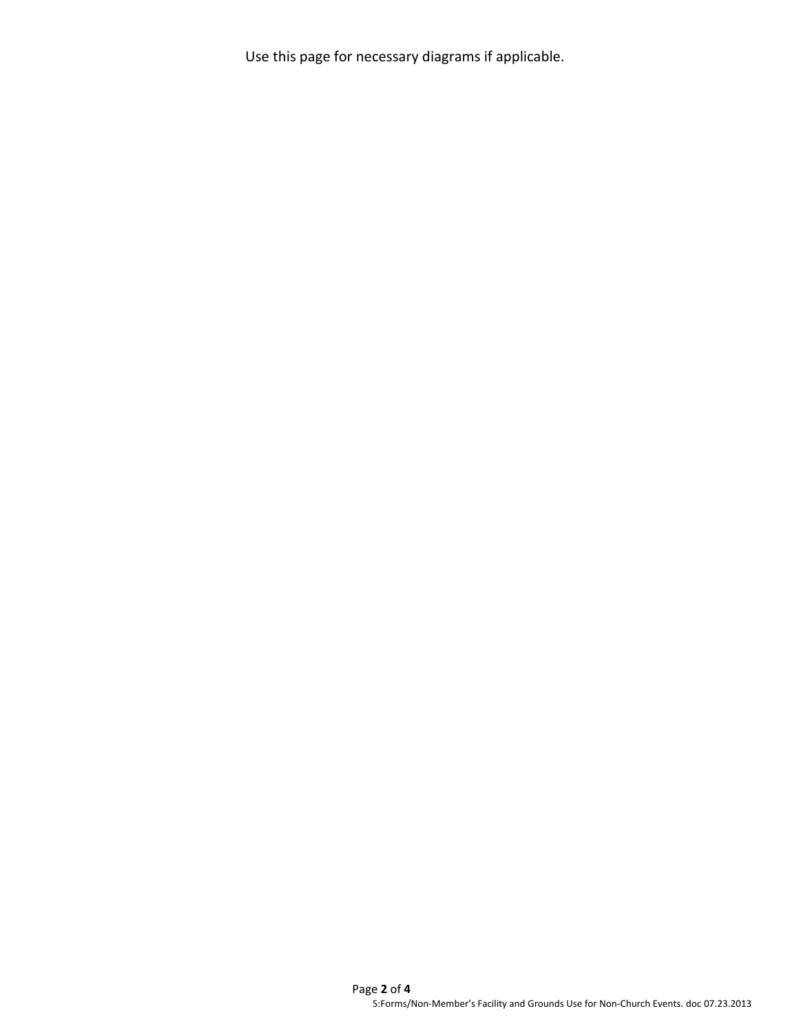Use this page for necessary diagrams if applicable.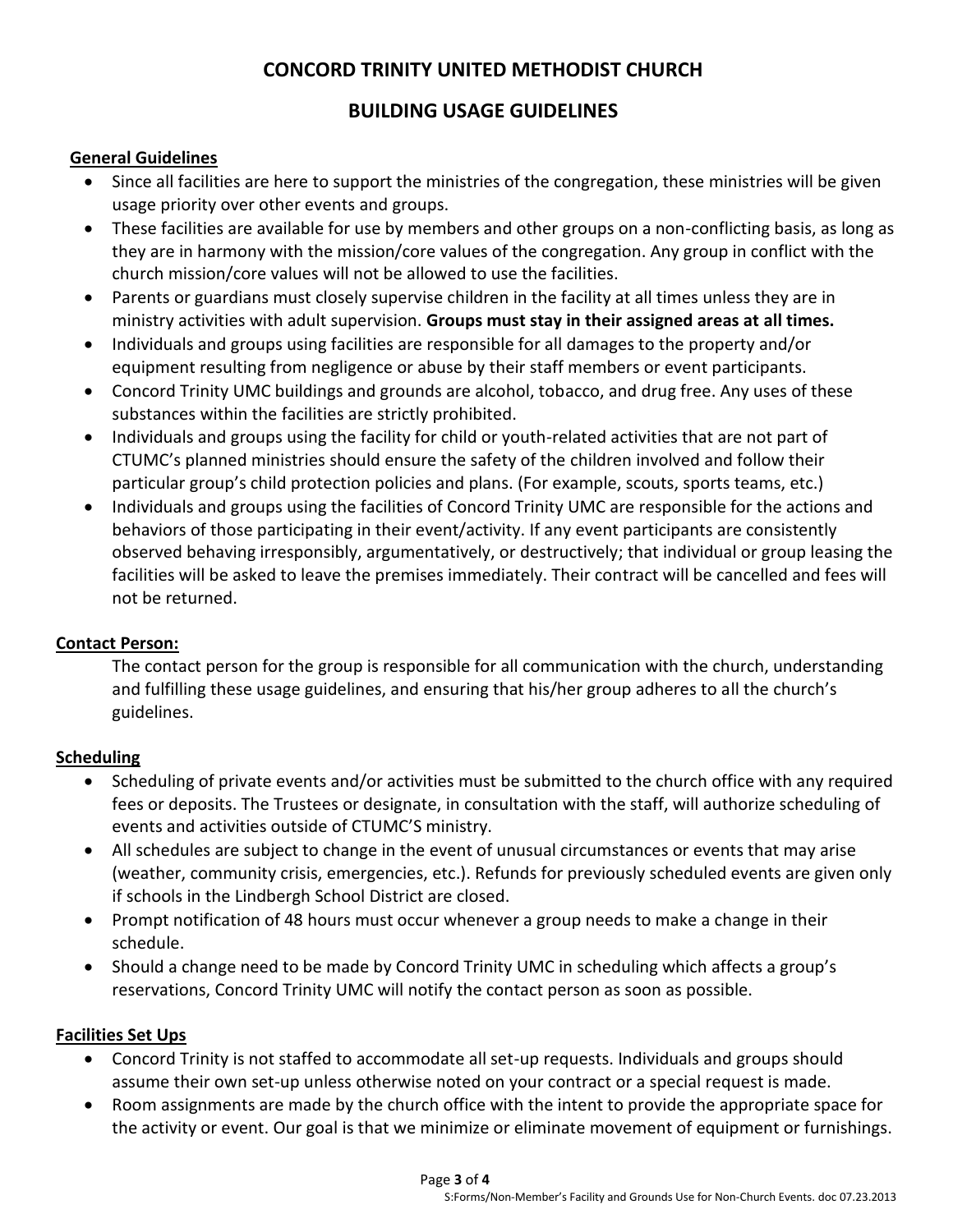# CONCORD TRINITY UNITED METHODIST CHURCH

## BUILDING USAGE GUIDELINES

### General Guidelines

- Since all facilities are here to support the ministries of the congregation, these ministries will be given usage priority over other events and groups.
- These facilities are available for use by members and other groups on a non-conflicting basis, as long as they are in harmony with the mission/core values of the congregation. Any group in conflict with the church mission/core values will not be allowed to use the facilities.
- Parents or guardians must closely supervise children in the facility at all times unless they are in ministry activities with adult supervision. **Groups must stay in their assigned areas at all times.**
- Individuals and groups using facilities are responsible for all damages to the property and/or equipment resulting from negligence or abuse by their staff members or event participants.
- Concord Trinity UMC buildings and grounds are alcohol, tobacco, and drug free. Any uses of these substances within the facilities are strictly prohibited.
- Individuals and groups using the facility for child or youth-related activities that are not part of CTUMC's planned ministries should ensure the safety of the children involved and follow their particular group's child protection policies and plans. (For example, scouts, sports teams, etc.)
- Individuals and groups using the facilities of Concord Trinity UMC are responsible for the actions and behaviors of those participating in their event/activity. If any event participants are consistently observed behaving irresponsibly, argumentatively, or destructively; that individual or group leasing the facilities will be asked to leave the premises immediately. Their contract will be cancelled and fees will not be returned.

### Contact Person:

The contact person for the group is responsible for all communication with the church, understanding and fulfilling these usage guidelines, and ensuring that his/her group adheres to all the church's guidelines.

### Scheduling

- Scheduling of private events and/or activities must be submitted to the church office with any required fees or deposits. The Trustees or designate, in consultation with the staff, will authorize scheduling of events and activities outside of CTUMC'S ministry.
- All schedules are subject to change in the event of unusual circumstances or events that may arise (weather, community crisis, emergencies, etc.). Refunds for previously scheduled events are given only if schools in the Lindbergh School District are closed.
- Prompt notification of 48 hours must occur whenever a group needs to make a change in their schedule.
- Should a change need to be made by Concord Trinity UMC in scheduling which affects a group's reservations, Concord Trinity UMC will notify the contact person as soon as possible.

### Facilities Set Ups

- Concord Trinity is not staffed to accommodate all set-up requests. Individuals and groups should assume their own set-up unless otherwise noted on your contract or a special request is made.
- Room assignments are made by the church office with the intent to provide the appropriate space for the activity or event. Our goal is that we minimize or eliminate movement of equipment or furnishings.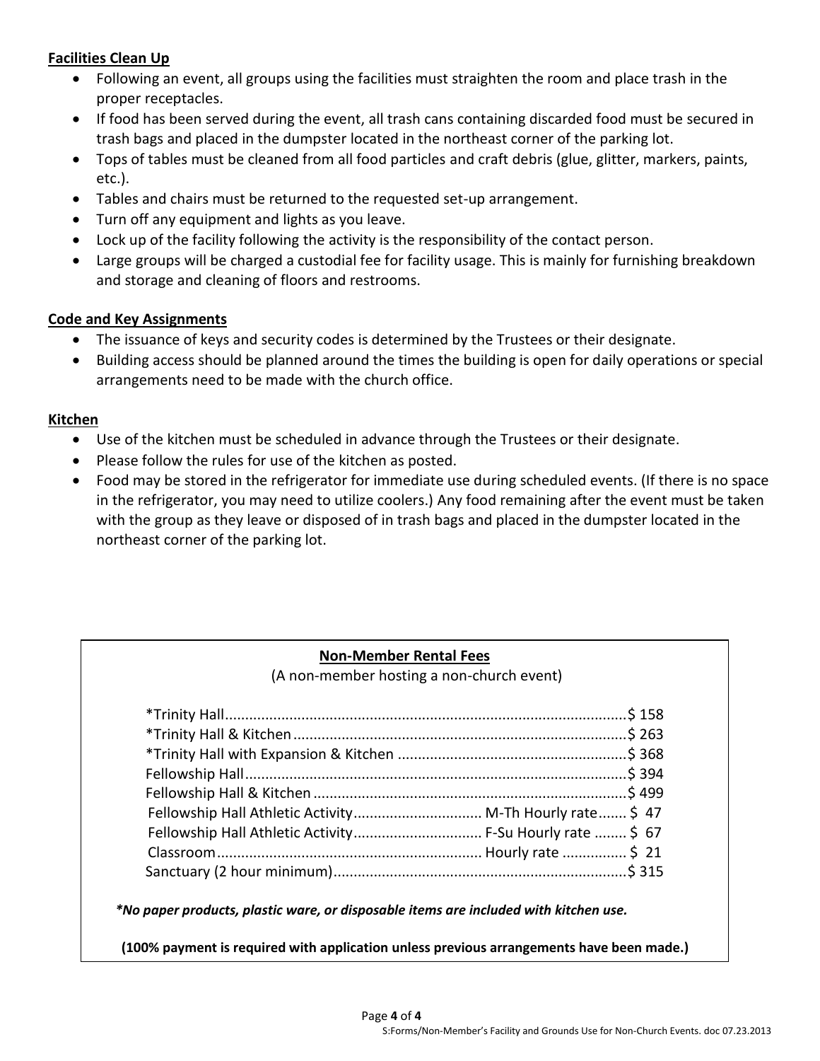**Facilities Clean Up**

- Following an event, all groups using the facilities must straighten the room and place trash in the proper receptacles.
- If food has been served during the event, all trash cans containing discarded food must be secured in trash bags and placed in the dumpster located in the northeast corner of the parking lot.
- Tops of tables must be cleaned from all food particles and craft debris (glue, glitter, markers, paints, etc.).
- Tables and chairs must be returned to the requested set-up arrangement.
- Turn off any equipment and lights as you leave.
- Lock up of the facility following the activity is the responsibility of the contact person.
- Large groups will be charged a custodial fee for facility usage. This is mainly for furnishing breakdown and storage and cleaning of floors and restrooms.

**Code and Key Assignments**

- The issuance of keys and security codes is determined by the Trustees or their designate.
- Building access should be planned around the times the building is open for daily operations or special arrangements need to be made with the church office.

**Kitchen**

- Use of the kitchen must be scheduled in advance through the Trustees or their designate.
- Please follow the rules for use of the kitchen as posted.
- Food may be stored in the refrigerator for immediate use during scheduled events. (If there is no space in the refrigerator, you may need to utilize coolers.) Any food remaining after the event must be taken with the group as they leave or disposed of in trash bags and placed in the dumpster located in the northeast corner of the parking lot.

**Non-Member Rental Fees**

(A non-member hosting a non-church event)

| | | |
|---|---|---|
| *Trinity Hall | | $ 158 |
| *Trinity Hall & Kitchen | | $ 263 |
| *Trinity Hall with Expansion & Kitchen | | $ 368 |
| Fellowship Hall | | $ 394 |
| Fellowship Hall & Kitchen | | $ 499 |
| Fellowship Hall Athletic Activity | M-Th Hourly rate | $ 47 |
| Fellowship Hall Athletic Activity | F-Su Hourly rate | $ 67 |
| Classroom | Hourly rate | $ 21 |
| Sanctuary (2 hour minimum) | | $ 315 |

***No paper products, plastic ware, or disposable items are included with kitchen use.***

**(100% payment is required with application unless previous arrangements have been made.)**

S:Forms/Non-Member's Facility and Grounds Use for Non-Church Events. doc 07.23.2013